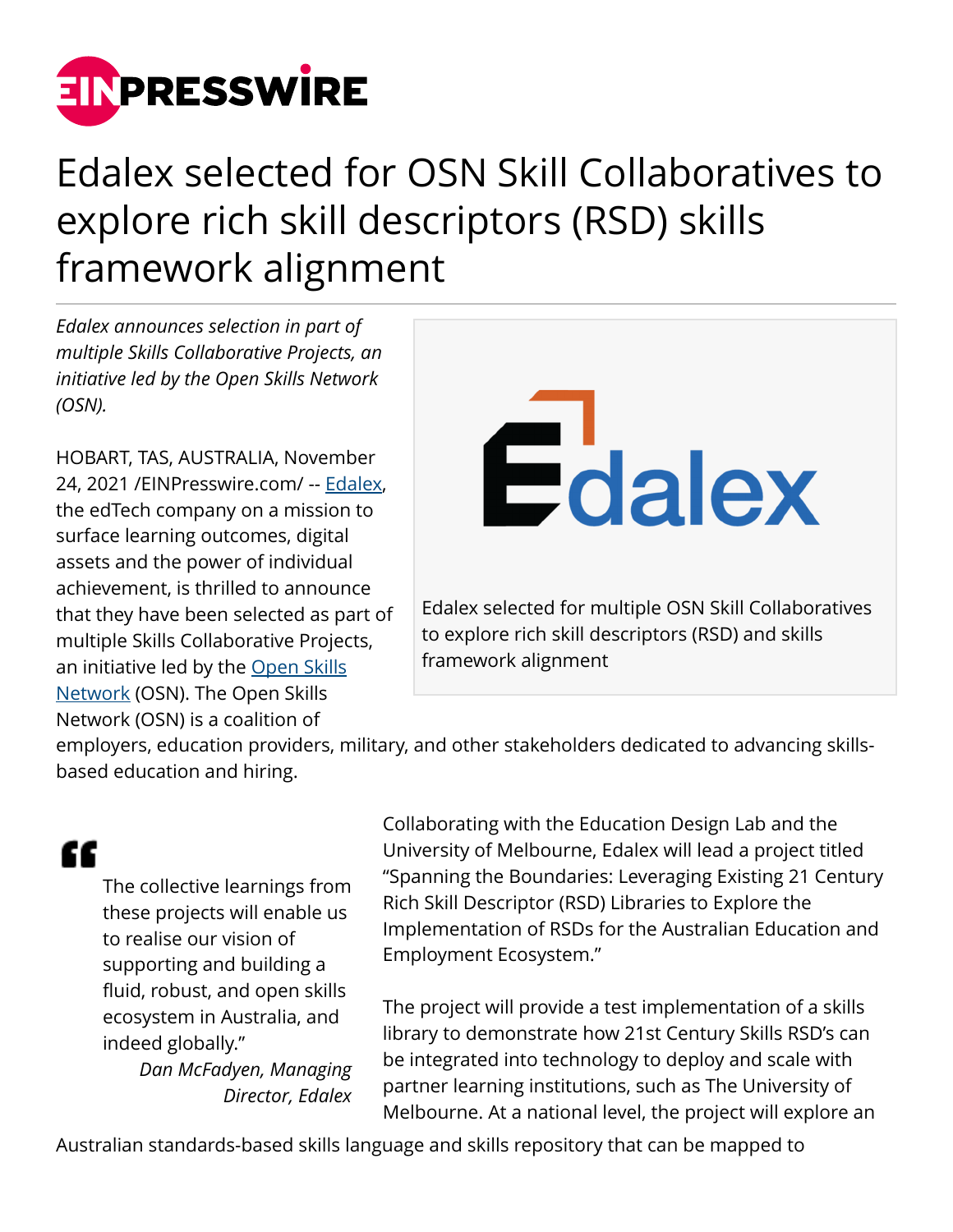# Edalex selected for OSN Skill Collaboratives to explore rich skill descriptors (RSD) skills framework alignment

*Edalex announces selection in part of multiple Skills Collaborative Projects, an initiative led by the Open Skills Network (OSN).*

Edalex selected for multiple OSN Skill Collaboratives to explore rich skill descriptors (RSD) and skills framework alignment

HOBART, TAS, AUSTRALIA, November 24, 2021 /EINPresswire.com/ -- Edalex, the edTech company on a mission to surface learning outcomes, digital assets and the power of individual achievement, is thrilled to announce that they have been selected as part of multiple Skills Collaborative Projects, an initiative led by the Open Skills Network (OSN). The Open Skills Network (OSN) is a coalition of employers, education providers, military, and other stakeholders dedicated to advancing skills-based education and hiring.

> "The collective learnings from these projects will enable us to realise our vision of supporting and building a fluid, robust, and open skills ecosystem in Australia, and indeed globally."
>
> *Dan McFadyen, Managing Director, Edalex*

Collaborating with the Education Design Lab and the University of Melbourne, Edalex will lead a project titled "Spanning the Boundaries: Leveraging Existing 21 Century Rich Skill Descriptor (RSD) Libraries to Explore the Implementation of RSDs for the Australian Education and Employment Ecosystem."

The project will provide a test implementation of a skills library to demonstrate how 21st Century Skills RSD's can be integrated into technology to deploy and scale with partner learning institutions, such as The University of Melbourne. At a national level, the project will explore an Australian standards-based skills language and skills repository that can be mapped to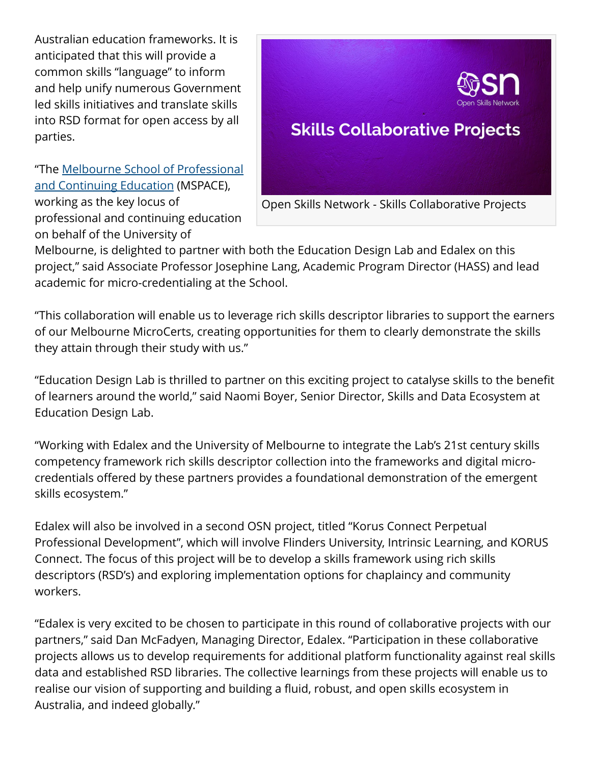Australian education frameworks. It is anticipated that this will provide a common skills "language" to inform and help unify numerous Government led skills initiatives and translate skills into RSD format for open access by all parties.

Open Skills Network - Skills Collaborative Projects

"The Melbourne School of Professional and Continuing Education (MSPACE), working as the key locus of professional and continuing education on behalf of the University of Melbourne, is delighted to partner with both the Education Design Lab and Edalex on this project," said Associate Professor Josephine Lang, Academic Program Director (HASS) and lead academic for micro-credentialing at the School.

"This collaboration will enable us to leverage rich skills descriptor libraries to support the earners of our Melbourne MicroCerts, creating opportunities for them to clearly demonstrate the skills they attain through their study with us."

"Education Design Lab is thrilled to partner on this exciting project to catalyse skills to the benefit of learners around the world," said Naomi Boyer, Senior Director, Skills and Data Ecosystem at Education Design Lab.

"Working with Edalex and the University of Melbourne to integrate the Lab's 21st century skills competency framework rich skills descriptor collection into the frameworks and digital micro-credentials offered by these partners provides a foundational demonstration of the emergent skills ecosystem."

Edalex will also be involved in a second OSN project, titled "Korus Connect Perpetual Professional Development", which will involve Flinders University, Intrinsic Learning, and KORUS Connect. The focus of this project will be to develop a skills framework using rich skills descriptors (RSD's) and exploring implementation options for chaplaincy and community workers.

"Edalex is very excited to be chosen to participate in this round of collaborative projects with our partners," said Dan McFadyen, Managing Director, Edalex. "Participation in these collaborative projects allows us to develop requirements for additional platform functionality against real skills data and established RSD libraries. The collective learnings from these projects will enable us to realise our vision of supporting and building a fluid, robust, and open skills ecosystem in Australia, and indeed globally."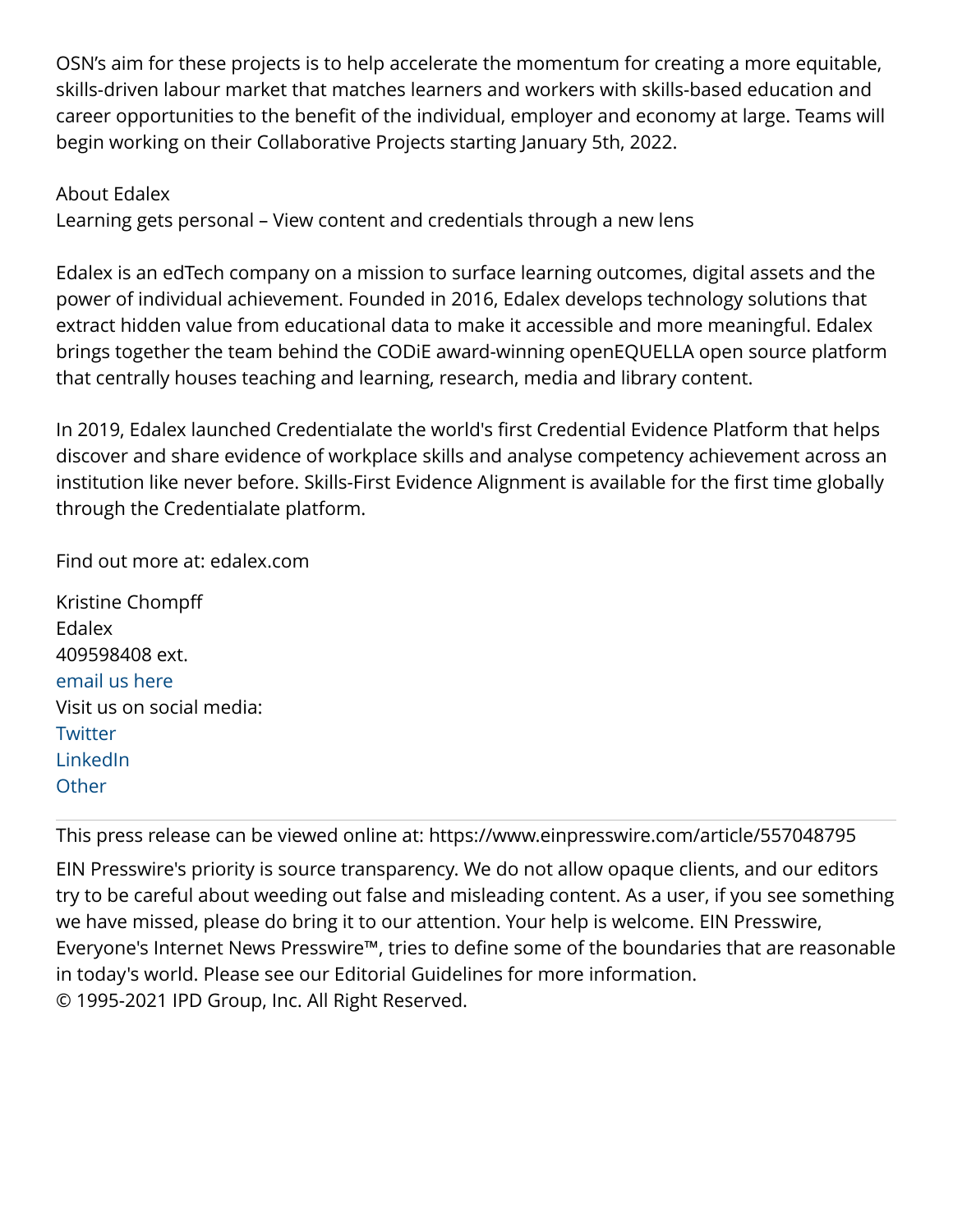OSN's aim for these projects is to help accelerate the momentum for creating a more equitable, skills-driven labour market that matches learners and workers with skills-based education and career opportunities to the benefit of the individual, employer and economy at large. Teams will begin working on their Collaborative Projects starting January 5th, 2022.

About Edalex
Learning gets personal – View content and credentials through a new lens

Edalex is an edTech company on a mission to surface learning outcomes, digital assets and the power of individual achievement. Founded in 2016, Edalex develops technology solutions that extract hidden value from educational data to make it accessible and more meaningful. Edalex brings together the team behind the CODiE award-winning openEQUELLA open source platform that centrally houses teaching and learning, research, media and library content.

In 2019, Edalex launched Credentialate the world's first Credential Evidence Platform that helps discover and share evidence of workplace skills and analyse competency achievement across an institution like never before. Skills-First Evidence Alignment is available for the first time globally through the Credentialate platform.

Find out more at: edalex.com

Kristine Chompff
Edalex
409598408 ext.
email us here
Visit us on social media:
Twitter
LinkedIn
Other

---

This press release can be viewed online at: https://www.einpresswire.com/article/557048795

EIN Presswire's priority is source transparency. We do not allow opaque clients, and our editors try to be careful about weeding out false and misleading content. As a user, if you see something we have missed, please do bring it to our attention. Your help is welcome. EIN Presswire, Everyone's Internet News Presswire™, tries to define some of the boundaries that are reasonable in today's world. Please see our Editorial Guidelines for more information.
© 1995-2021 IPD Group, Inc. All Right Reserved.